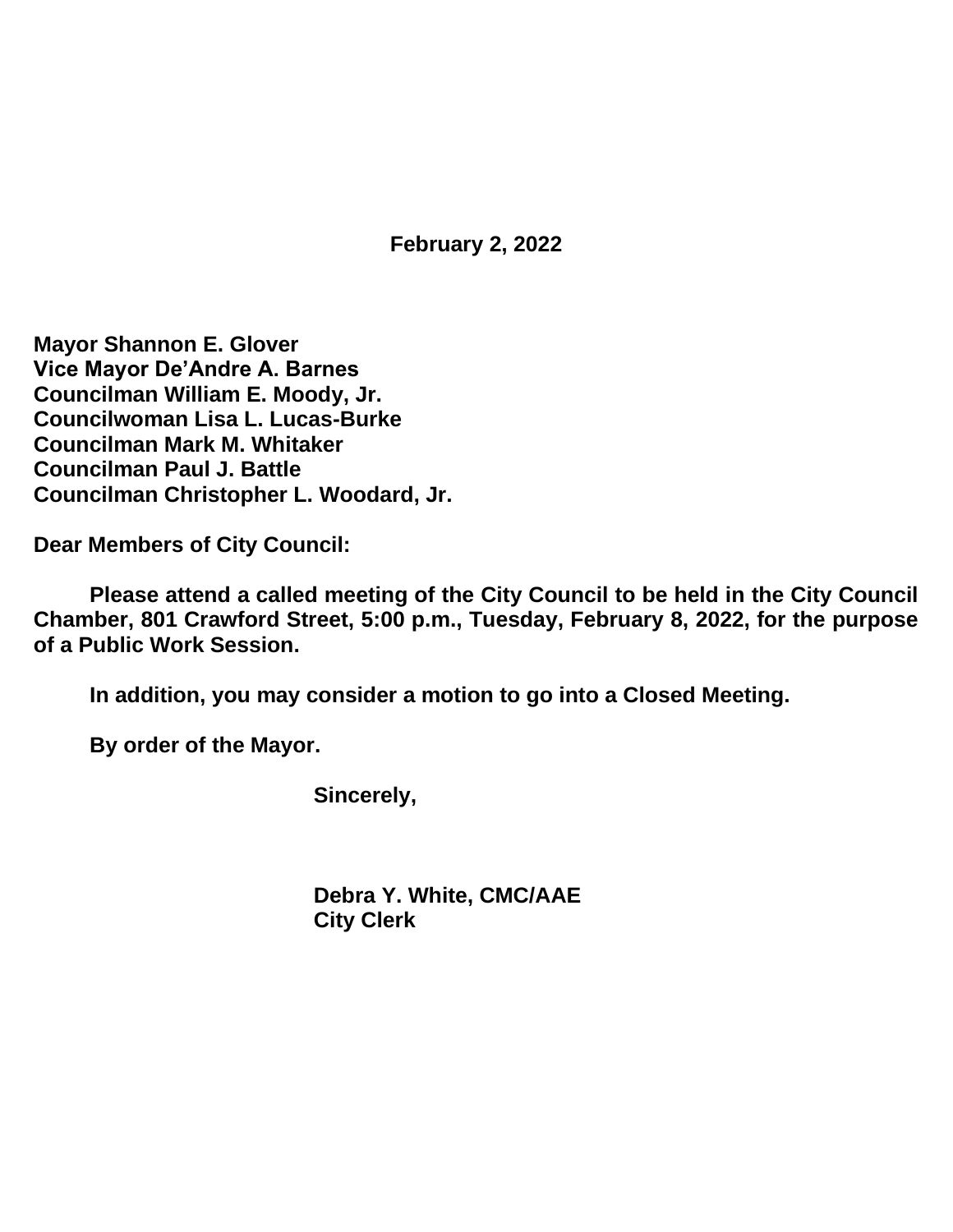**February 2, 2022**

**Mayor Shannon E. Glover**
**Vice Mayor De'Andre A. Barnes**
**Councilman William E. Moody, Jr.**
**Councilwoman Lisa L. Lucas-Burke**
**Councilman Mark M. Whitaker**
**Councilman Paul J. Battle**
**Councilman Christopher L. Woodard, Jr.**

**Dear Members of City Council:**

**Please attend a called meeting of the City Council to be held in the City Council Chamber, 801 Crawford Street, 5:00 p.m., Tuesday, February 8, 2022, for the purpose of a Public Work Session.**

**In addition, you may consider a motion to go into a Closed Meeting.**

**By order of the Mayor.**

**Sincerely,**

**Debra Y. White, CMC/AAE**
**City Clerk**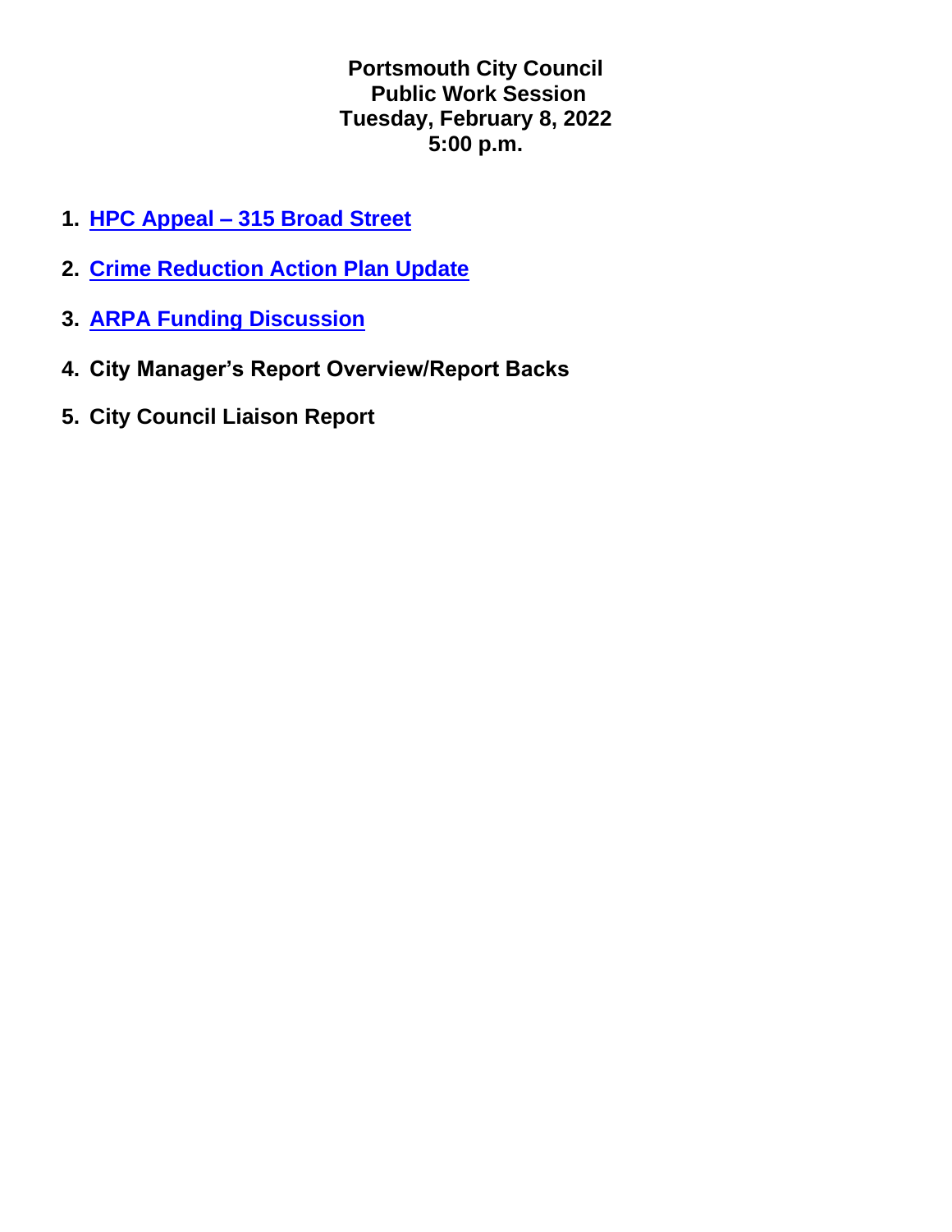**Portsmouth City Council**
**Public Work Session**
**Tuesday, February 8, 2022**
**5:00 p.m.**

1. **HPC Appeal – 315 Broad Street**

2. **Crime Reduction Action Plan Update**

3. **ARPA Funding Discussion**

4. **City Manager's Report Overview/Report Backs**

5. **City Council Liaison Report**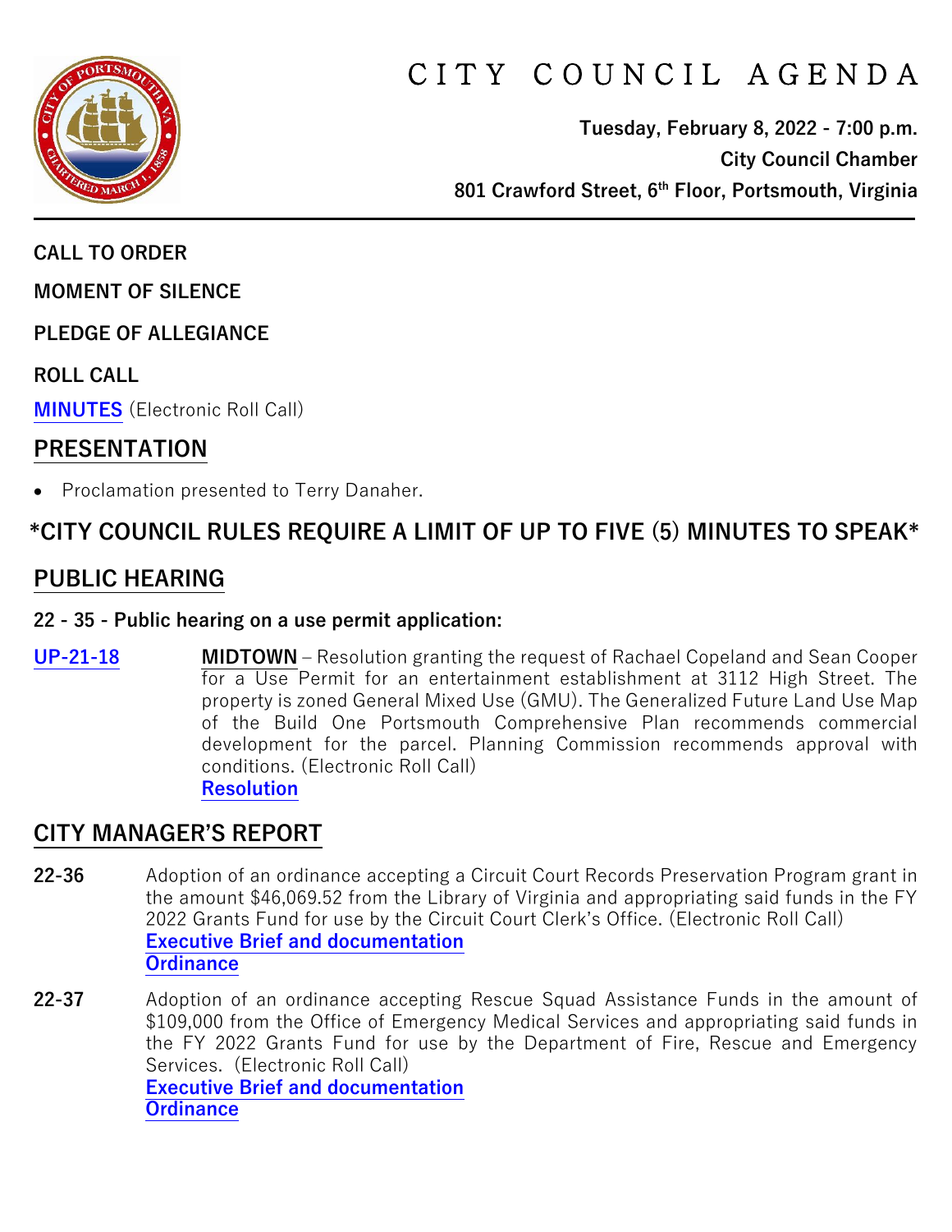# CITY COUNCIL AGENDA

**Tuesday, February 8, 2022 - 7:00 p.m.**
**City Council Chamber**
**801 Crawford Street, 6th Floor, Portsmouth, Virginia**

---

**CALL TO ORDER**

**MOMENT OF SILENCE**

**PLEDGE OF ALLEGIANCE**

**ROLL CALL**

**MINUTES** (Electronic Roll Call)

## PRESENTATION

- Proclamation presented to Terry Danaher.

## *CITY COUNCIL RULES REQUIRE A LIMIT OF UP TO FIVE (5) MINUTES TO SPEAK*

## PUBLIC HEARING

**22 - 35 - Public hearing on a use permit application:**

**UP-21-18** **MIDTOWN** – Resolution granting the request of Rachael Copeland and Sean Cooper for a Use Permit for an entertainment establishment at 3112 High Street. The property is zoned General Mixed Use (GMU). The Generalized Future Land Use Map of the Build One Portsmouth Comprehensive Plan recommends commercial development for the parcel. Planning Commission recommends approval with conditions. (Electronic Roll Call)
**Resolution**

## CITY MANAGER'S REPORT

**22-36** Adoption of an ordinance accepting a Circuit Court Records Preservation Program grant in the amount $46,069.52 from the Library of Virginia and appropriating said funds in the FY 2022 Grants Fund for use by the Circuit Court Clerk's Office. (Electronic Roll Call)
**Executive Brief and documentation**
**Ordinance**

**22-37** Adoption of an ordinance accepting Rescue Squad Assistance Funds in the amount of $109,000 from the Office of Emergency Medical Services and appropriating said funds in the FY 2022 Grants Fund for use by the Department of Fire, Rescue and Emergency Services. (Electronic Roll Call)
**Executive Brief and documentation**
**Ordinance**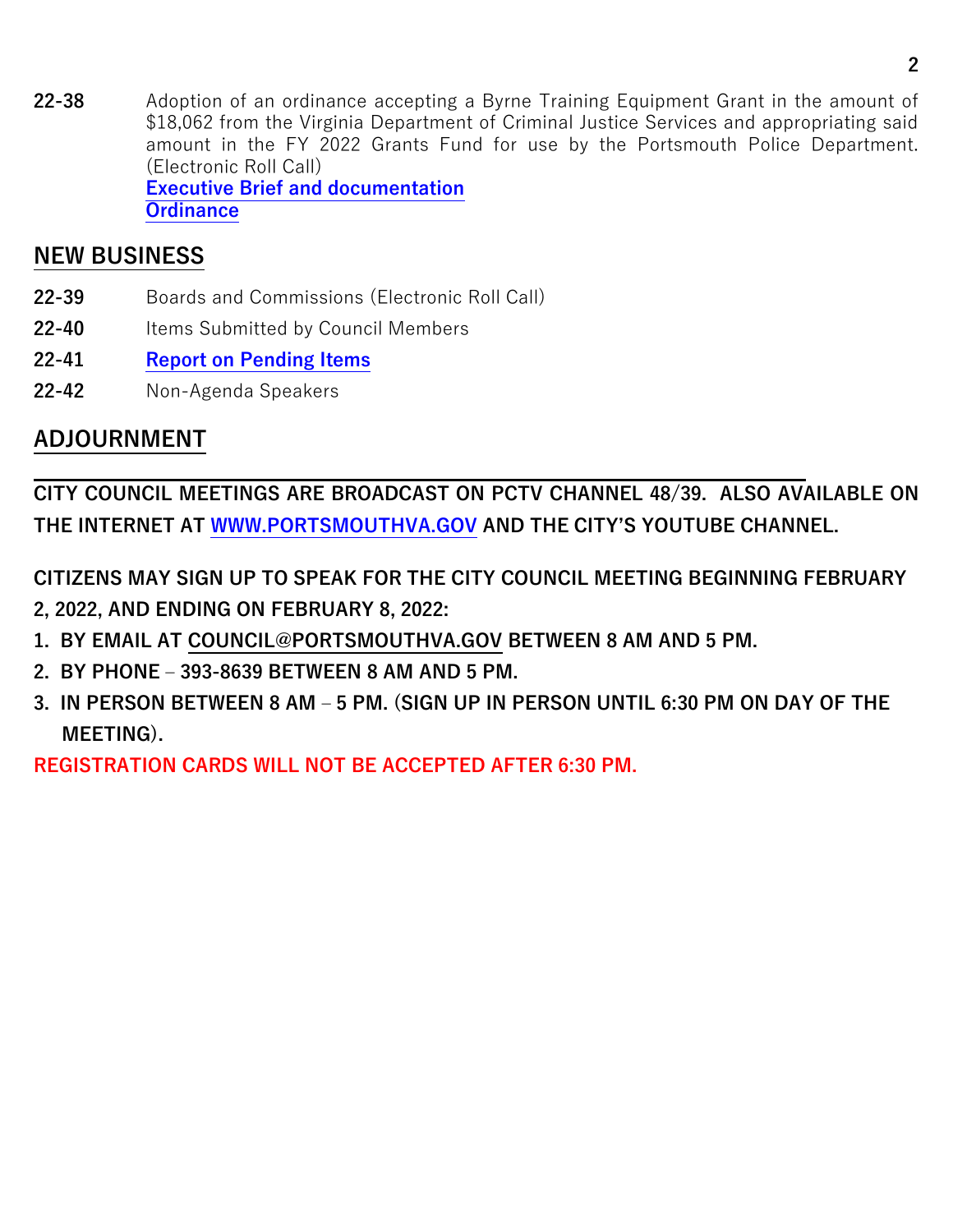**22-38** Adoption of an ordinance accepting a Byrne Training Equipment Grant in the amount of $18,062 from the Virginia Department of Criminal Justice Services and appropriating said amount in the FY 2022 Grants Fund for use by the Portsmouth Police Department. (Electronic Roll Call)
**Executive Brief and documentation**
**Ordinance**

## NEW BUSINESS

**22-39** Boards and Commissions (Electronic Roll Call)

**22-40** Items Submitted by Council Members

**22-41** **Report on Pending Items**

**22-42** Non-Agenda Speakers

## ADJOURNMENT

---

**CITY COUNCIL MEETINGS ARE BROADCAST ON PCTV CHANNEL 48/39. ALSO AVAILABLE ON THE INTERNET AT WWW.PORTSMOUTHVA.GOV AND THE CITY'S YOUTUBE CHANNEL.**

**CITIZENS MAY SIGN UP TO SPEAK FOR THE CITY COUNCIL MEETING BEGINNING FEBRUARY 2, 2022, AND ENDING ON FEBRUARY 8, 2022:**

1. **BY EMAIL AT COUNCIL@PORTSMOUTHVA.GOV BETWEEN 8 AM AND 5 PM.**
2. **BY PHONE – 393-8639 BETWEEN 8 AM AND 5 PM.**
3. **IN PERSON BETWEEN 8 AM – 5 PM. (SIGN UP IN PERSON UNTIL 6:30 PM ON DAY OF THE MEETING).**

**REGISTRATION CARDS WILL NOT BE ACCEPTED AFTER 6:30 PM.**